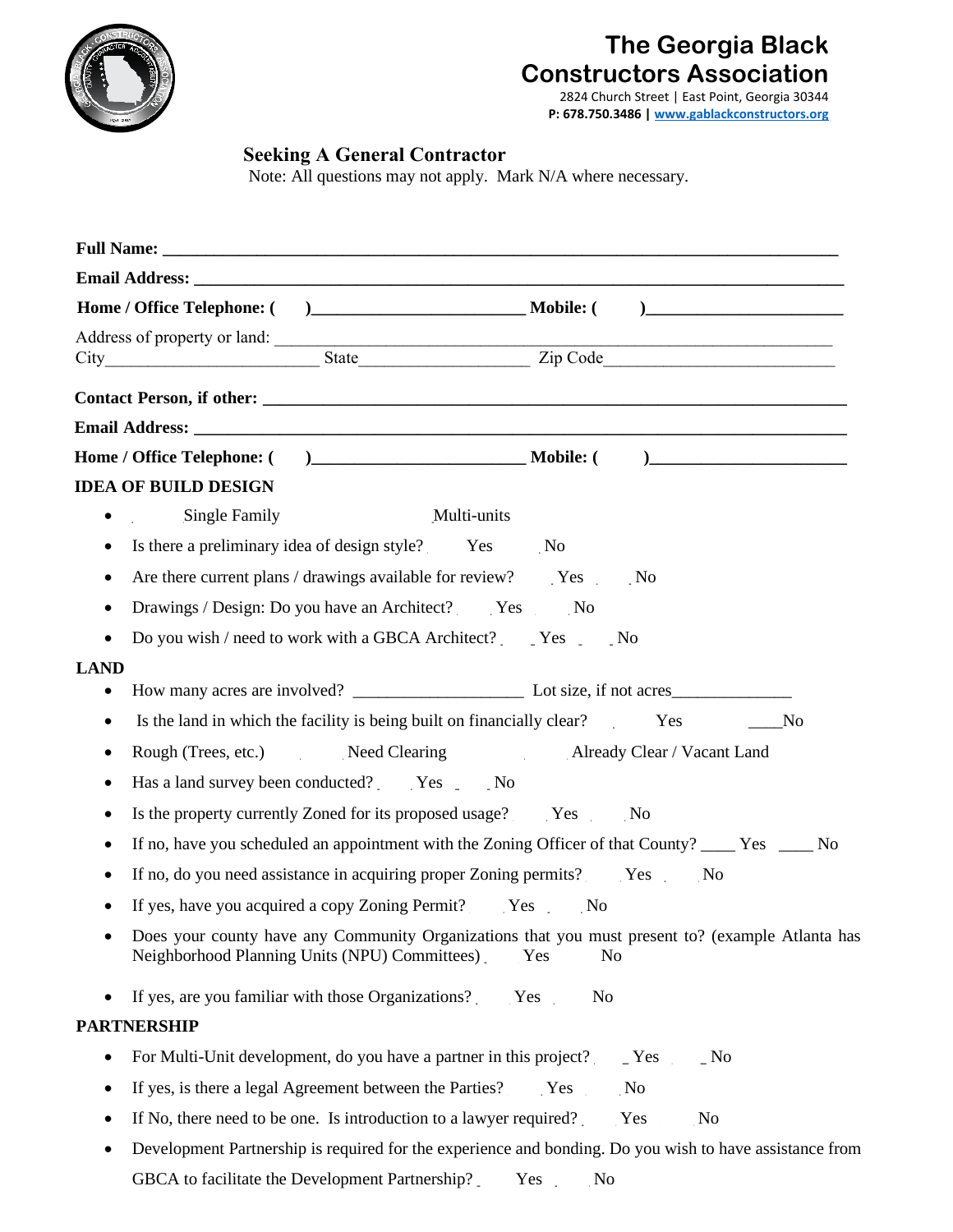# The Georgia Black Constructors Association

2824 Church Street | East Point, Georgia 30344
**P: 678.750.3486 | www.gablackconstructors.org**

## Seeking A General Contractor

Note: All questions may not apply. Mark N/A where necessary.

**Full Name:** ______________________________________________________________________

**Email Address:** ___________________________________________________________________

**Home / Office Telephone: (     )**________________________ **Mobile: (     )**______________________

Address of property or land: ___________________________________________________________
City________________________ State___________________ Zip Code__________________________

**Contact Person, if other:** ____________________________________________________________

**Email Address:** ___________________________________________________________________

**Home / Office Telephone: (     )**________________________ **Mobile: (     )**______________________

**IDEA OF BUILD DESIGN**

- Single Family     Multi-units
- Is there a preliminary idea of design style?   Yes   No
- Are there current plans / drawings available for review?   Yes   No
- Drawings / Design: Do you have an Architect?   Yes   No
- Do you wish / need to work with a GBCA Architect?   _Yes   _No

**LAND**

- How many acres are involved? ___________________ Lot size, if not acres______________
- Is the land in which the facility is being built on financially clear?   Yes   ____No
- Rough (Trees, etc.)   Need Clearing   Already Clear / Vacant Land
- Has a land survey been conducted?   Yes   No
- Is the property currently Zoned for its proposed usage?   Yes   No
- If no, have you scheduled an appointment with the Zoning Officer of that County? ____ Yes ____ No
- If no, do you need assistance in acquiring proper Zoning permits?   Yes   No
- If yes, have you acquired a copy Zoning Permit?   Yes   No
- Does your county have any Community Organizations that you must present to? (example Atlanta has Neighborhood Planning Units (NPU) Committees)   Yes   No
- If yes, are you familiar with those Organizations?   Yes   No

**PARTNERSHIP**

- For Multi-Unit development, do you have a partner in this project?   _Yes   _No
- If yes, is there a legal Agreement between the Parties?   Yes   No
- If No, there need to be one. Is introduction to a lawyer required?   Yes   No
- Development Partnership is required for the experience and bonding. Do you wish to have assistance from GBCA to facilitate the Development Partnership?   Yes   No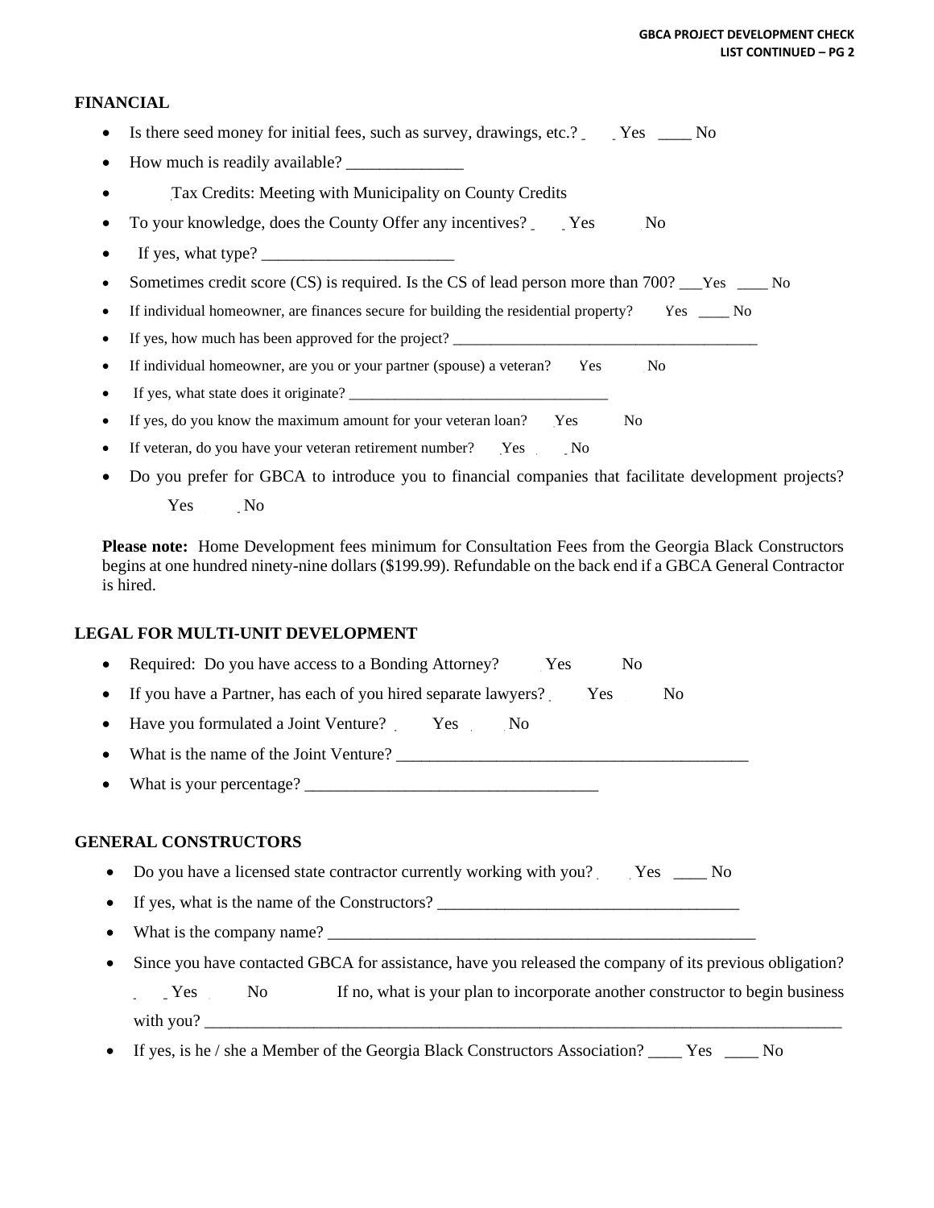## FINANCIAL

- Is there seed money for initial fees, such as survey, drawings, etc.? ____ Yes ____ No
- How much is readily available? ______________
- Tax Credits: Meeting with Municipality on County Credits
- To your knowledge, does the County Offer any incentives? ____ Yes ____ No
- If yes, what type? _______________________
- Sometimes credit score (CS) is required. Is the CS of lead person more than 700? ___Yes ____ No
- If individual homeowner, are finances secure for building the residential property? ____ Yes ____ No
- If yes, how much has been approved for the project? _______________________________________
- If individual homeowner, are you or your partner (spouse) a veteran? ____ Yes ____ No
- If yes, what state does it originate? _________________________________
- If yes, do you know the maximum amount for your veteran loan? ____ Yes ____ No
- If veteran, do you have your veteran retirement number? ____ Yes ____ No
- Do you prefer for GBCA to introduce you to financial companies that facilitate development projects? ____ Yes ____ No

**Please note:** Home Development fees minimum for Consultation Fees from the Georgia Black Constructors begins at one hundred ninety-nine dollars ($199.99). Refundable on the back end if a GBCA General Contractor is hired.

## LEGAL FOR MULTI-UNIT DEVELOPMENT

- Required: Do you have access to a Bonding Attorney? ____ Yes ____ No
- If you have a Partner, has each of you hired separate lawyers? ____ Yes ____ No
- Have you formulated a Joint Venture? ____ Yes ____ No
- What is the name of the Joint Venture? __________________________________________
- What is your percentage? __________________________________

## GENERAL CONSTRUCTORS

- Do you have a licensed state contractor currently working with you? ____ Yes ____ No
- If yes, what is the name of the Constructors? ___________________________________
- What is the company name? ____________________________________________________
- Since you have contacted GBCA for assistance, have you released the company of its previous obligation? ____ Yes ____ No If no, what is your plan to incorporate another constructor to begin business with you? ________________________________________________________________________________
- If yes, is he / she a Member of the Georgia Black Constructors Association? ____ Yes ____ No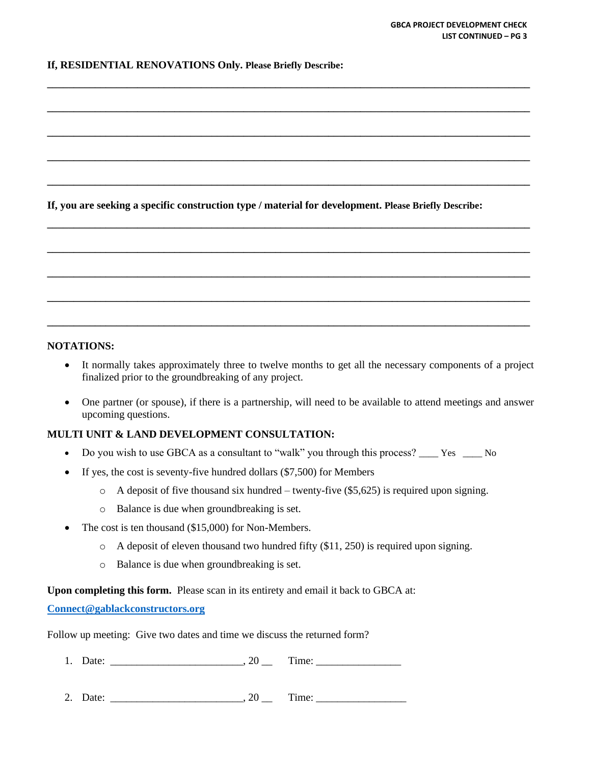**If, RESIDENTIAL RENOVATIONS Only. Please Briefly Describe:**

___________________________________________________________________________

___________________________________________________________________________

___________________________________________________________________________

___________________________________________________________________________

___________________________________________________________________________

**If, you are seeking a specific construction type / material for development. Please Briefly Describe:**

___________________________________________________________________________

___________________________________________________________________________

___________________________________________________________________________

___________________________________________________________________________

___________________________________________________________________________

**NOTATIONS:**

- It normally takes approximately three to twelve months to get all the necessary components of a project finalized prior to the groundbreaking of any project.
- One partner (or spouse), if there is a partnership, will need to be available to attend meetings and answer upcoming questions.

**MULTI UNIT & LAND DEVELOPMENT CONSULTATION:**

- Do you wish to use GBCA as a consultant to "walk" you through this process? ____ Yes ____ No
- If yes, the cost is seventy-five hundred dollars ($7,500) for Members
  - A deposit of five thousand six hundred – twenty-five ($5,625) is required upon signing.
  - Balance is due when groundbreaking is set.
- The cost is ten thousand ($15,000) for Non-Members.
  - A deposit of eleven thousand two hundred fifty ($11, 250) is required upon signing.
  - Balance is due when groundbreaking is set.

**Upon completing this form.** Please scan in its entirety and email it back to GBCA at:

**[Connect@gablackconstructors.org](mailto:Connect@gablackconstructors.org)**

Follow up meeting: Give two dates and time we discuss the returned form?

1. Date: ________________________, 20 __ Time: _______________
2. Date: ________________________, 20 __ Time: ________________